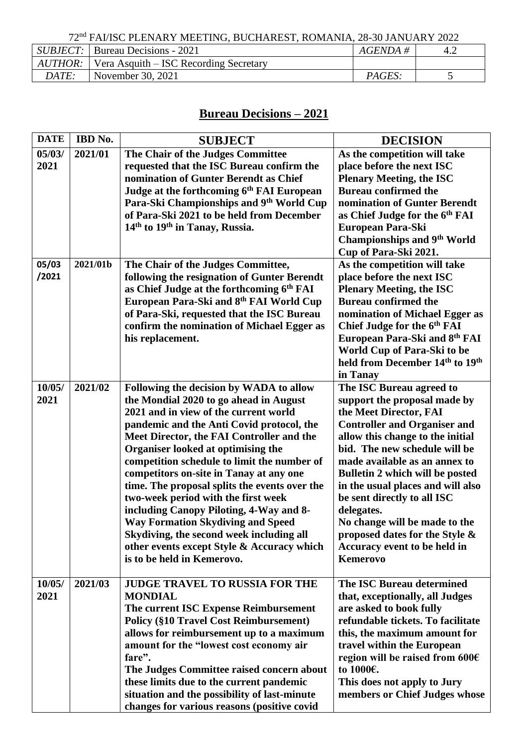72nd FAI/ISC PLENARY MEETING, BUCHAREST, ROMANIA, 28-30 JANUARY 2022

| *SUBJECT:* | Bureau Decisions - 2021 | *AGENDA #* | 4.2 |
|---|---|---|---|
| *AUTHOR:* | Vera Asquith – ISC Recording Secretary | | |
| *DATE:* | November 30, 2021 | *PAGES:* | 5 |

## Bureau Decisions – 2021

| DATE | IBD No. | SUBJECT | DECISION |
|---|---|---|---|
| **05/03/ 2021** | **2021/01** | **The Chair of the Judges Committee requested that the ISC Bureau confirm the nomination of Gunter Berendt as Chief Judge at the forthcoming 6th FAI European Para-Ski Championships and 9th World Cup of Para-Ski 2021 to be held from December 14th to 19th in Tanay, Russia.** | **As the competition will take place before the next ISC Plenary Meeting, the ISC Bureau confirmed the nomination of Gunter Berendt as Chief Judge for the 6th FAI European Para-Ski Championships and 9th World Cup of Para-Ski 2021.** |
| **05/03 /2021** | **2021/01b** | **The Chair of the Judges Committee, following the resignation of Gunter Berendt as Chief Judge at the forthcoming 6th FAI European Para-Ski and 8th FAI World Cup of Para-Ski, requested that the ISC Bureau confirm the nomination of Michael Egger as his replacement.** | **As the competition will take place before the next ISC Plenary Meeting, the ISC Bureau confirmed the nomination of Michael Egger as Chief Judge for the 6th FAI European Para-Ski and 8th FAI World Cup of Para-Ski to be held from December 14th to 19th in Tanay** |
| **10/05/ 2021** | **2021/02** | **Following the decision by WADA to allow the Mondial 2020 to go ahead in August 2021 and in view of the current world pandemic and the Anti Covid protocol, the Meet Director, the FAI Controller and the Organiser looked at optimising the competition schedule to limit the number of competitors on-site in Tanay at any one time. The proposal splits the events over the two-week period with the first week including Canopy Piloting, 4-Way and 8-Way Formation Skydiving and Speed Skydiving, the second week including all other events except Style & Accuracy which is to be held in Kemerovo.** | **The ISC Bureau agreed to support the proposal made by the Meet Director, FAI Controller and Organiser and allow this change to the initial bid. The new schedule will be made available as an annex to Bulletin 2 which will be posted in the usual places and will also be sent directly to all ISC delegates.** <br> **No change will be made to the proposed dates for the Style & Accuracy event to be held in Kemerovo** |
| **10/05/ 2021** | **2021/03** | **JUDGE TRAVEL TO RUSSIA FOR THE MONDIAL** <br> **The current ISC Expense Reimbursement Policy (§10 Travel Cost Reimbursement) allows for reimbursement up to a maximum amount for the "lowest cost economy air fare".** <br> **The Judges Committee raised concern about these limits due to the current pandemic situation and the possibility of last-minute changes for various reasons (positive covid** | **The ISC Bureau determined that, exceptionally, all Judges are asked to book fully refundable tickets. To facilitate this, the maximum amount for travel within the European region will be raised from 600€ to 1000€.** <br> **This does not apply to Jury members or Chief Judges whose** |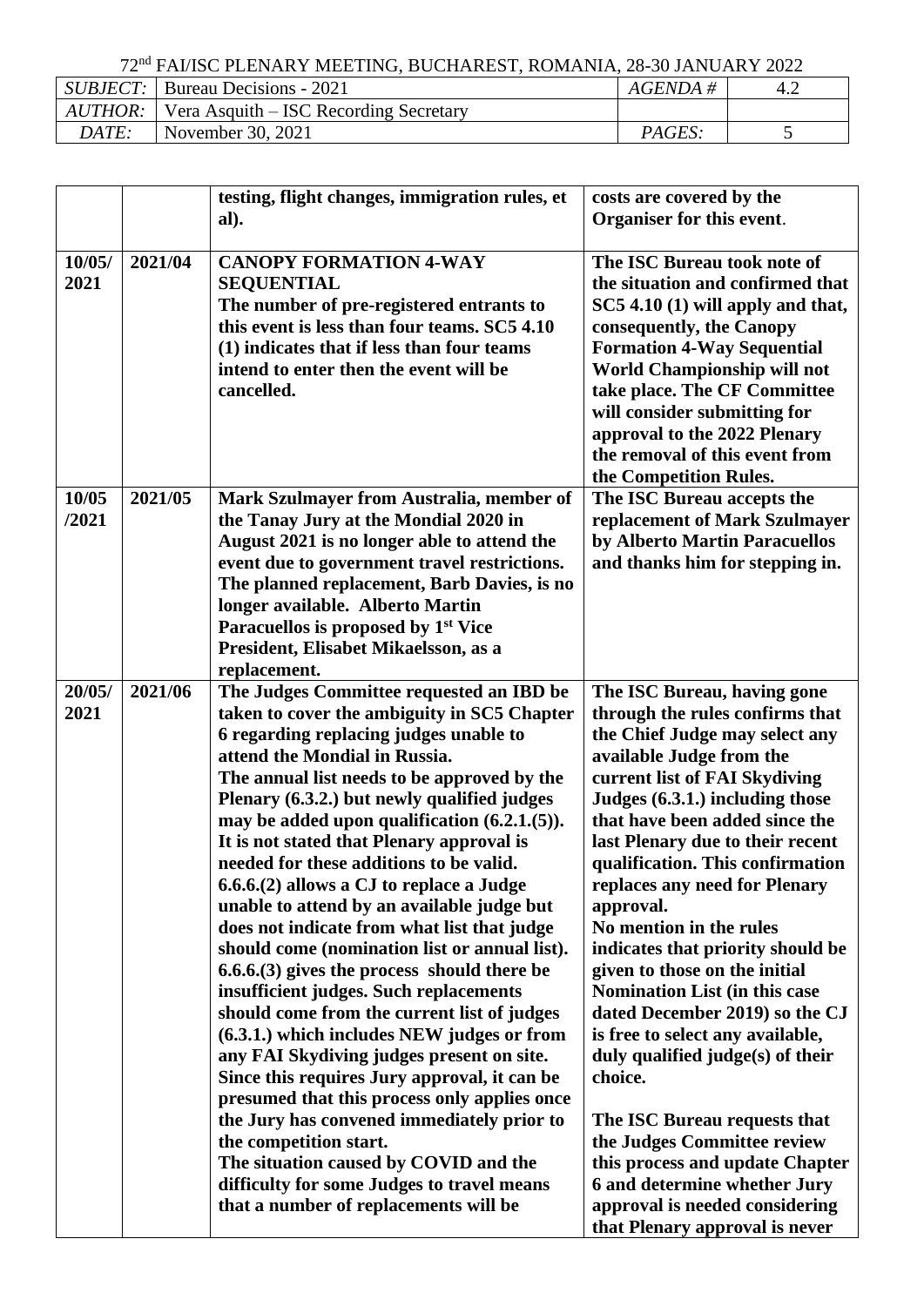| | | | |
|---|---|---|---|
| | | **testing, flight changes, immigration rules, et al).** | **costs are covered by the Organiser for this event**. |
| **10/05/ 2021** | **2021/04** | **CANOPY FORMATION 4-WAY SEQUENTIAL**<br>**The number of pre-registered entrants to this event is less than four teams. SC5 4.10 (1) indicates that if less than four teams intend to enter then the event will be cancelled.** | **The ISC Bureau took note of the situation and confirmed that SC5 4.10 (1) will apply and that, consequently, the Canopy Formation 4-Way Sequential World Championship will not take place. The CF Committee will consider submitting for approval to the 2022 Plenary the removal of this event from the Competition Rules.** |
| **10/05 /2021** | **2021/05** | **Mark Szulmayer from Australia, member of the Tanay Jury at the Mondial 2020 in August 2021 is no longer able to attend the event due to government travel restrictions. The planned replacement, Barb Davies, is no longer available. Alberto Martin Paracuellos is proposed by 1st Vice President, Elisabet Mikaelsson, as a replacement.** | **The ISC Bureau accepts the replacement of Mark Szulmayer by Alberto Martin Paracuellos and thanks him for stepping in.** |
| **20/05/ 2021** | **2021/06** | **The Judges Committee requested an IBD be taken to cover the ambiguity in SC5 Chapter 6 regarding replacing judges unable to attend the Mondial in Russia.**<br>**The annual list needs to be approved by the Plenary (6.3.2.) but newly qualified judges may be added upon qualification (6.2.1.(5)). It is not stated that Plenary approval is needed for these additions to be valid. 6.6.6.(2) allows a CJ to replace a Judge unable to attend by an available judge but does not indicate from what list that judge should come (nomination list or annual list). 6.6.6.(3) gives the process should there be insufficient judges. Such replacements should come from the current list of judges (6.3.1.) which includes NEW judges or from any FAI Skydiving judges present on site. Since this requires Jury approval, it can be presumed that this process only applies once the Jury has convened immediately prior to the competition start.**<br>**The situation caused by COVID and the difficulty for some Judges to travel means that a number of replacements will be** | **The ISC Bureau, having gone through the rules confirms that the Chief Judge may select any available Judge from the current list of FAI Skydiving Judges (6.3.1.) including those that have been added since the last Plenary due to their recent qualification. This confirmation replaces any need for Plenary approval.**<br>**No mention in the rules indicates that priority should be given to those on the initial Nomination List (in this case dated December 2019) so the CJ is free to select any available, duly qualified judge(s) of their choice.**<br><br>**The ISC Bureau requests that the Judges Committee review this process and update Chapter 6 and determine whether Jury approval is needed considering that Plenary approval is never** |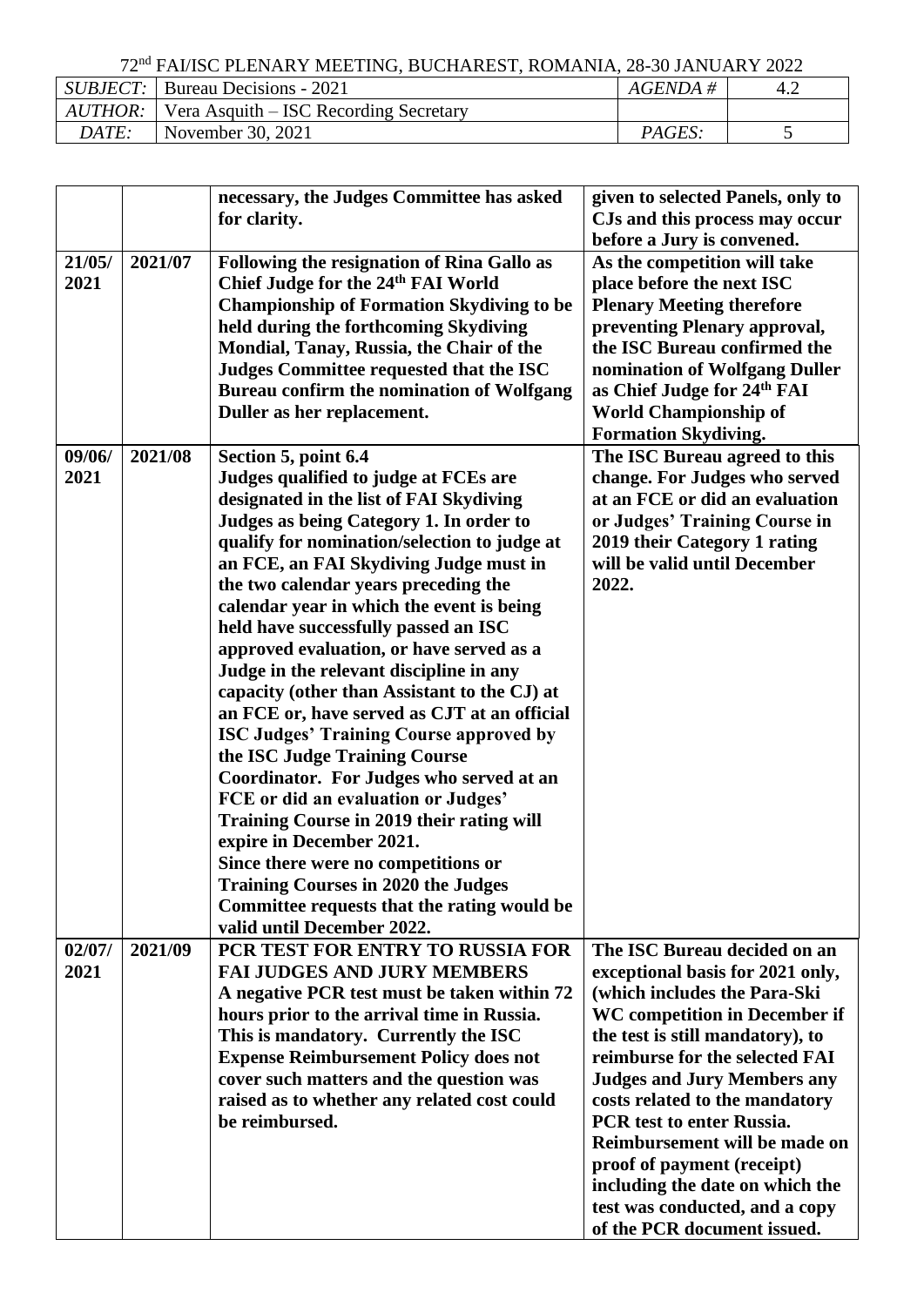| | | | |
|---|---|---|---|
| | | **necessary, the Judges Committee has asked for clarity.** | **given to selected Panels, only to CJs and this process may occur before a Jury is convened.** |
| **21/05/ 2021** | **2021/07** | **Following the resignation of Rina Gallo as Chief Judge for the 24th FAI World Championship of Formation Skydiving to be held during the forthcoming Skydiving Mondial, Tanay, Russia, the Chair of the Judges Committee requested that the ISC Bureau confirm the nomination of Wolfgang Duller as her replacement.** | **As the competition will take place before the next ISC Plenary Meeting therefore preventing Plenary approval, the ISC Bureau confirmed the nomination of Wolfgang Duller as Chief Judge for 24th FAI World Championship of Formation Skydiving.** |
| **09/06/ 2021** | **2021/08** | **Section 5, point 6.4**<br>**Judges qualified to judge at FCEs are designated in the list of FAI Skydiving Judges as being Category 1. In order to qualify for nomination/selection to judge at an FCE, an FAI Skydiving Judge must in the two calendar years preceding the calendar year in which the event is being held have successfully passed an ISC approved evaluation, or have served as a Judge in the relevant discipline in any capacity (other than Assistant to the CJ) at an FCE or, have served as CJT at an official ISC Judges' Training Course approved by the ISC Judge Training Course Coordinator. For Judges who served at an FCE or did an evaluation or Judges' Training Course in 2019 their rating will expire in December 2021.**<br>**Since there were no competitions or Training Courses in 2020 the Judges Committee requests that the rating would be valid until December 2022.** | **The ISC Bureau agreed to this change. For Judges who served at an FCE or did an evaluation or Judges' Training Course in 2019 their Category 1 rating will be valid until December 2022.** |
| **02/07/ 2021** | **2021/09** | **PCR TEST FOR ENTRY TO RUSSIA FOR FAI JUDGES AND JURY MEMBERS**<br>**A negative PCR test must be taken within 72 hours prior to the arrival time in Russia. This is mandatory. Currently the ISC Expense Reimbursement Policy does not cover such matters and the question was raised as to whether any related cost could be reimbursed.** | **The ISC Bureau decided on an exceptional basis for 2021 only, (which includes the Para-Ski WC competition in December if the test is still mandatory), to reimburse for the selected FAI Judges and Jury Members any costs related to the mandatory PCR test to enter Russia. Reimbursement will be made on proof of payment (receipt) including the date on which the test was conducted, and a copy of the PCR document issued.** |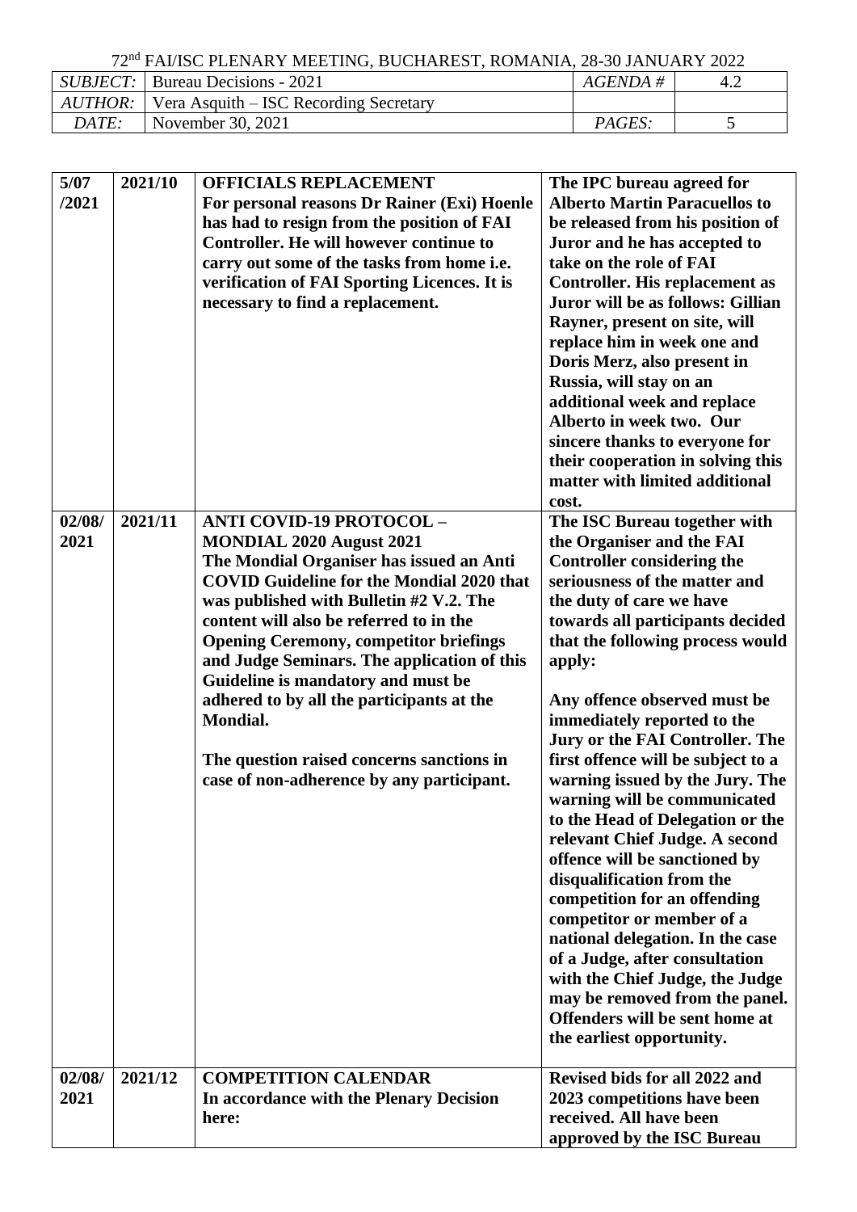72nd FAI/ISC PLENARY MEETING, BUCHAREST, ROMANIA, 28-30 JANUARY 2022

| *SUBJECT:* | Bureau Decisions - 2021 | *AGENDA #* | 4.2 |
|---|---|---|---|
| *AUTHOR:* | Vera Asquith – ISC Recording Secretary | | |
| *DATE:* | November 30, 2021 | *PAGES:* | 5 |

| | | | |
|---|---|---|---|
| **5/07 /2021** | **2021/10** | **OFFICIALS REPLACEMENT**<br>**For personal reasons Dr Rainer (Exi) Hoenle has had to resign from the position of FAI Controller. He will however continue to carry out some of the tasks from home i.e. verification of FAI Sporting Licences. It is necessary to find a replacement.** | **The IPC bureau agreed for Alberto Martin Paracuellos to be released from his position of Juror and he has accepted to take on the role of FAI Controller. His replacement as Juror will be as follows: Gillian Rayner, present on site, will replace him in week one and Doris Merz, also present in Russia, will stay on an additional week and replace Alberto in week two. Our sincere thanks to everyone for their cooperation in solving this matter with limited additional cost.** |
| **02/08/ 2021** | **2021/11** | **ANTI COVID-19 PROTOCOL – MONDIAL 2020 August 2021**<br>**The Mondial Organiser has issued an Anti COVID Guideline for the Mondial 2020 that was published with Bulletin #2 V.2. The content will also be referred to in the Opening Ceremony, competitor briefings and Judge Seminars. The application of this Guideline is mandatory and must be adhered to by all the participants at the Mondial.**<br><br>**The question raised concerns sanctions in case of non-adherence by any participant.** | **The ISC Bureau together with the Organiser and the FAI Controller considering the seriousness of the matter and the duty of care we have towards all participants decided that the following process would apply:**<br><br>**Any offence observed must be immediately reported to the Jury or the FAI Controller. The first offence will be subject to a warning issued by the Jury. The warning will be communicated to the Head of Delegation or the relevant Chief Judge. A second offence will be sanctioned by disqualification from the competition for an offending competitor or member of a national delegation. In the case of a Judge, after consultation with the Chief Judge, the Judge may be removed from the panel. Offenders will be sent home at the earliest opportunity.** |
| **02/08/ 2021** | **2021/12** | **COMPETITION CALENDAR**<br>**In accordance with the Plenary Decision here:** | **Revised bids for all 2022 and 2023 competitions have been received. All have been approved by the ISC Bureau** |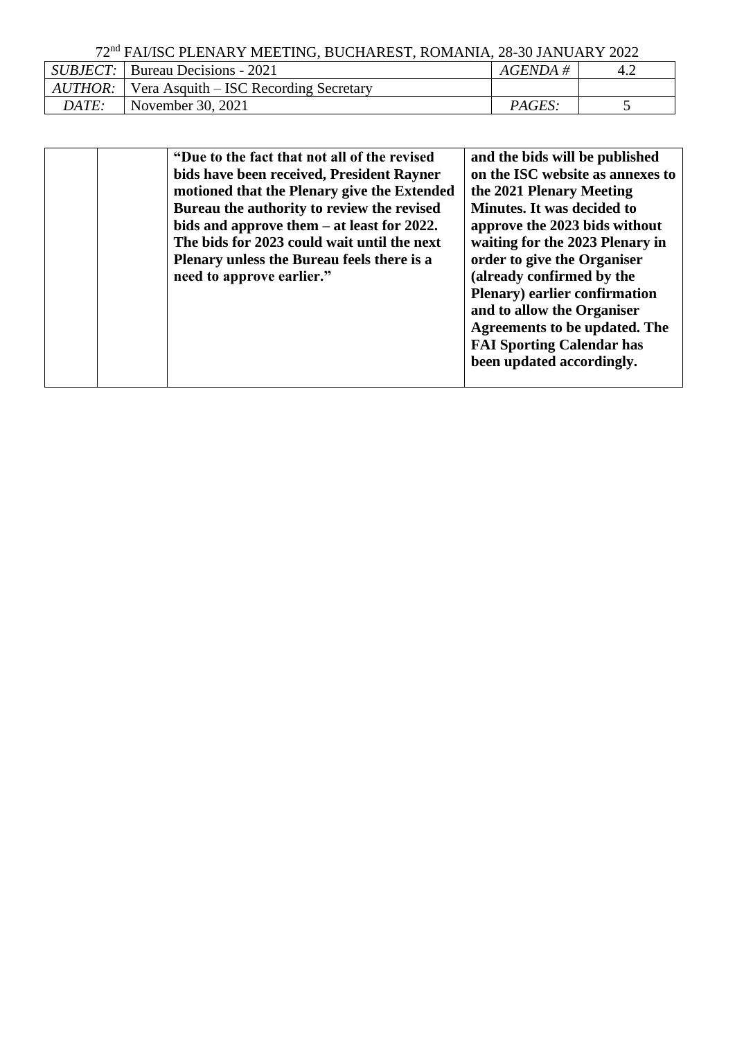| | | | |
|---|---|---|---|
| | | **"Due to the fact that not all of the revised bids have been received, President Rayner motioned that the Plenary give the Extended Bureau the authority to review the revised bids and approve them – at least for 2022. The bids for 2023 could wait until the next Plenary unless the Bureau feels there is a need to approve earlier."** | **and the bids will be published on the ISC website as annexes to the 2021 Plenary Meeting Minutes. It was decided to approve the 2023 bids without waiting for the 2023 Plenary in order to give the Organiser (already confirmed by the Plenary) earlier confirmation and to allow the Organiser Agreements to be updated. The FAI Sporting Calendar has been updated accordingly.** |